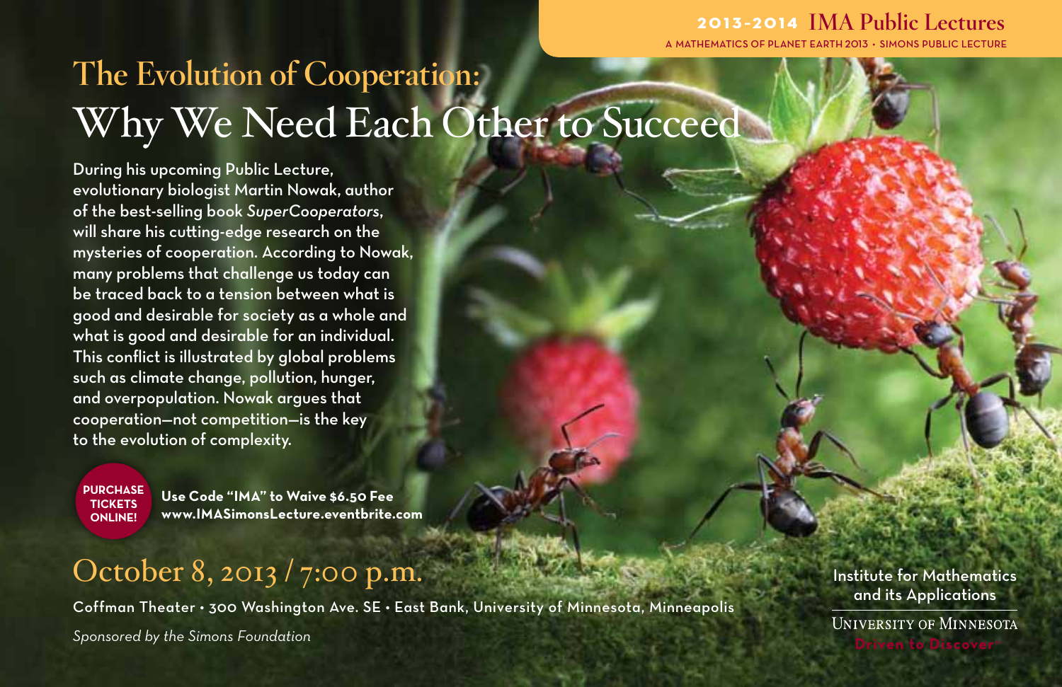**2013-2014 IMA Public Lectures**

A MATHEMATICS OF PLANET EARTH 2013 • SIMONS PUBLIC LECTURE

# The Evolution of Cooperation: Why We Need Each Other to Succeed

During his upcoming Public Lecture, evolutionary biologist Martin Nowak, author of the best-selling book *SuperCooperators*, will share his cutting-edge research on the mysteries of cooperation. According to Nowak, many problems that challenge us today can be traced back to a tension between what is good and desirable for society as a whole and what is good and desirable for an individual. This conflict is illustrated by global problems such as climate change, pollution, hunger, and overpopulation. Nowak argues that cooperation—not competition—is the key to the evolution of complexity.

**PURCHASE TICKETS ONLINE!**

**Use Code "IMA" to Waive $6.50 Fee**
**www.IMASimonsLecture.eventbrite.com**

## October 8, 2013 / 7:00 p.m.

Coffman Theater • 300 Washington Ave. SE • East Bank, University of Minnesota, Minneapolis

*Sponsored by the Simons Foundation*

Institute for Mathematics and its Applications

UNIVERSITY OF MINNESOTA
Driven to Discover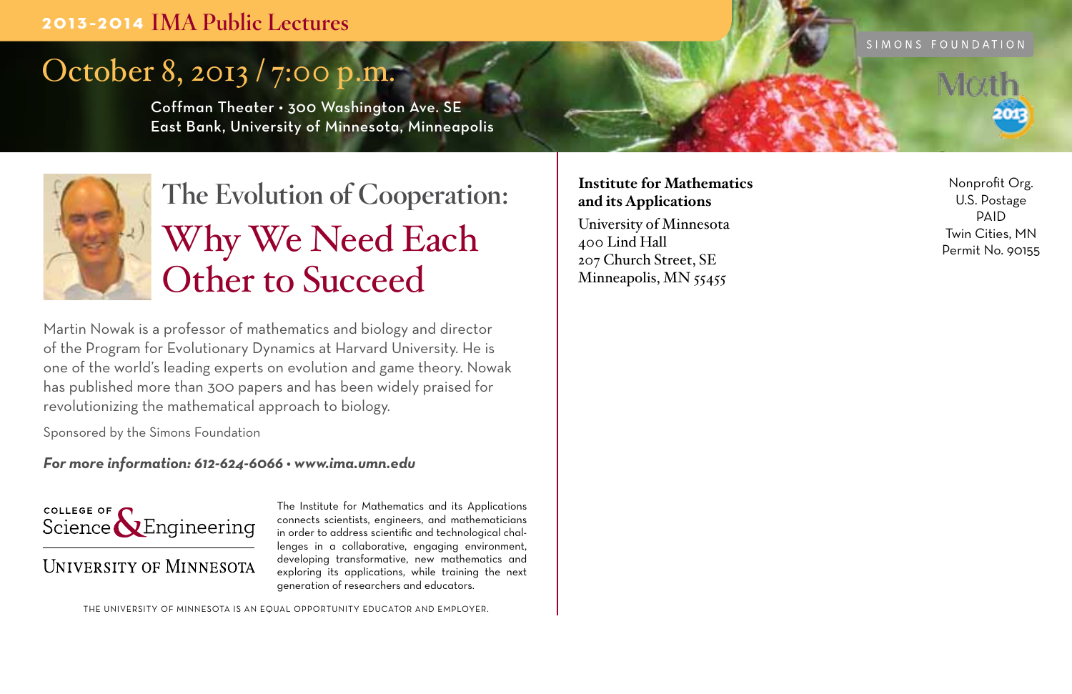**2013-2014 IMA Public Lectures**

## October 8, 2013 / 7:00 p.m.

Coffman Theater • 300 Washington Ave. SE
East Bank, University of Minnesota, Minneapolis

SIMONS FOUNDATION

Math 2013

# The Evolution of Cooperation: Why We Need Each Other to Succeed

Martin Nowak is a professor of mathematics and biology and director of the Program for Evolutionary Dynamics at Harvard University. He is one of the world's leading experts on evolution and game theory. Nowak has published more than 300 papers and has been widely praised for revolutionizing the mathematical approach to biology.

Sponsored by the Simons Foundation

***For more information: 612-624-6066 • www.ima.umn.edu***

COLLEGE OF Science & Engineering
UNIVERSITY OF MINNESOTA

The Institute for Mathematics and its Applications connects scientists, engineers, and mathematicians in order to address scientific and technological challenges in a collaborative, engaging environment, developing transformative, new mathematics and exploring its applications, while training the next generation of researchers and educators.

THE UNIVERSITY OF MINNESOTA IS AN EQUAL OPPORTUNITY EDUCATOR AND EMPLOYER.

**Institute for Mathematics and its Applications**
University of Minnesota
400 Lind Hall
207 Church Street, SE
Minneapolis, MN 55455

Nonprofit Org.
U.S. Postage
PAID
Twin Cities, MN
Permit No. 90155